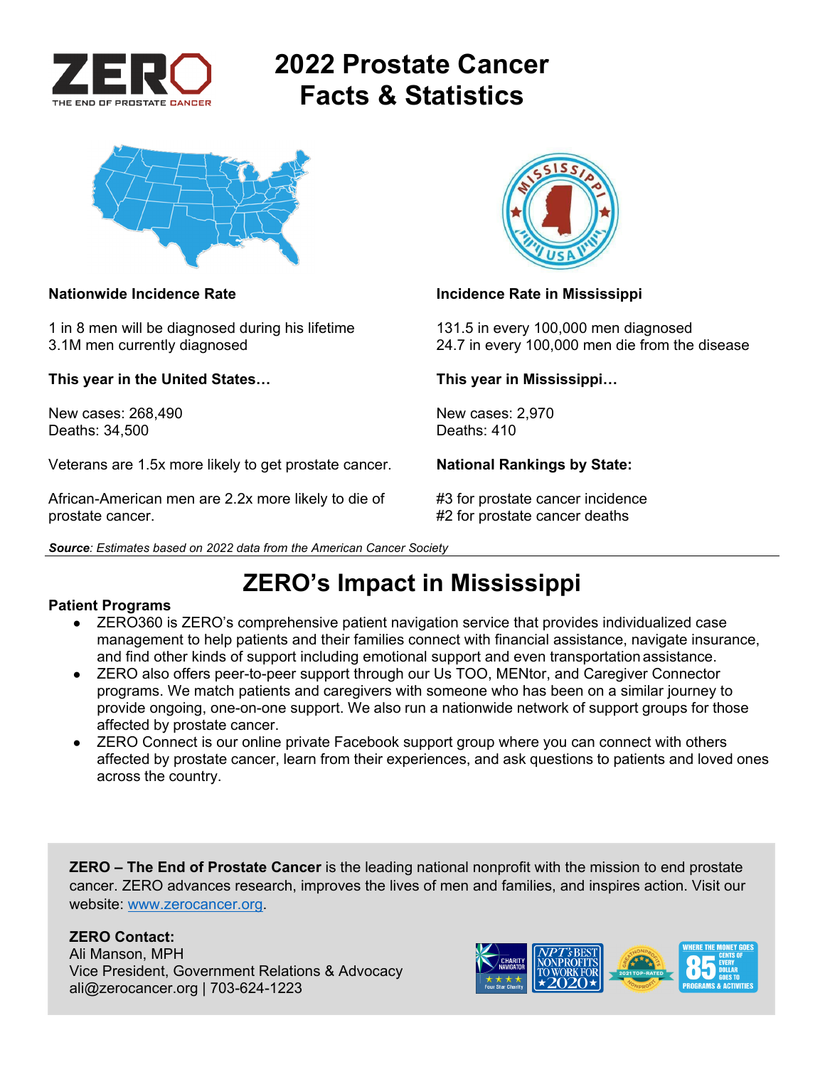# 2022 Prostate Cancer Facts & Statistics

**Nationwide Incidence Rate**

1 in 8 men will be diagnosed during his lifetime
3.1M men currently diagnosed

**This year in the United States…**

New cases: 268,490
Deaths: 34,500

Veterans are 1.5x more likely to get prostate cancer.

African-American men are 2.2x more likely to die of prostate cancer.

**Incidence Rate in Mississippi**

131.5 in every 100,000 men diagnosed
24.7 in every 100,000 men die from the disease

**This year in Mississippi…**

New cases: 2,970
Deaths: 410

**National Rankings by State:**

#3 for prostate cancer incidence
#2 for prostate cancer deaths

***Source**: Estimates based on 2022 data from the American Cancer Society*

## ZERO's Impact in Mississippi

**Patient Programs**

- ZERO360 is ZERO's comprehensive patient navigation service that provides individualized case management to help patients and their families connect with financial assistance, navigate insurance, and find other kinds of support including emotional support and even transportation assistance.
- ZERO also offers peer-to-peer support through our Us TOO, MENtor, and Caregiver Connector programs. We match patients and caregivers with someone who has been on a similar journey to provide ongoing, one-on-one support. We also run a nationwide network of support groups for those affected by prostate cancer.
- ZERO Connect is our online private Facebook support group where you can connect with others affected by prostate cancer, learn from their experiences, and ask questions to patients and loved ones across the country.

**ZERO – The End of Prostate Cancer** is the leading national nonprofit with the mission to end prostate cancer. ZERO advances research, improves the lives of men and families, and inspires action. Visit our website: www.zerocancer.org.

**ZERO Contact:**
Ali Manson, MPH
Vice President, Government Relations & Advocacy
ali@zerocancer.org | 703-624-1223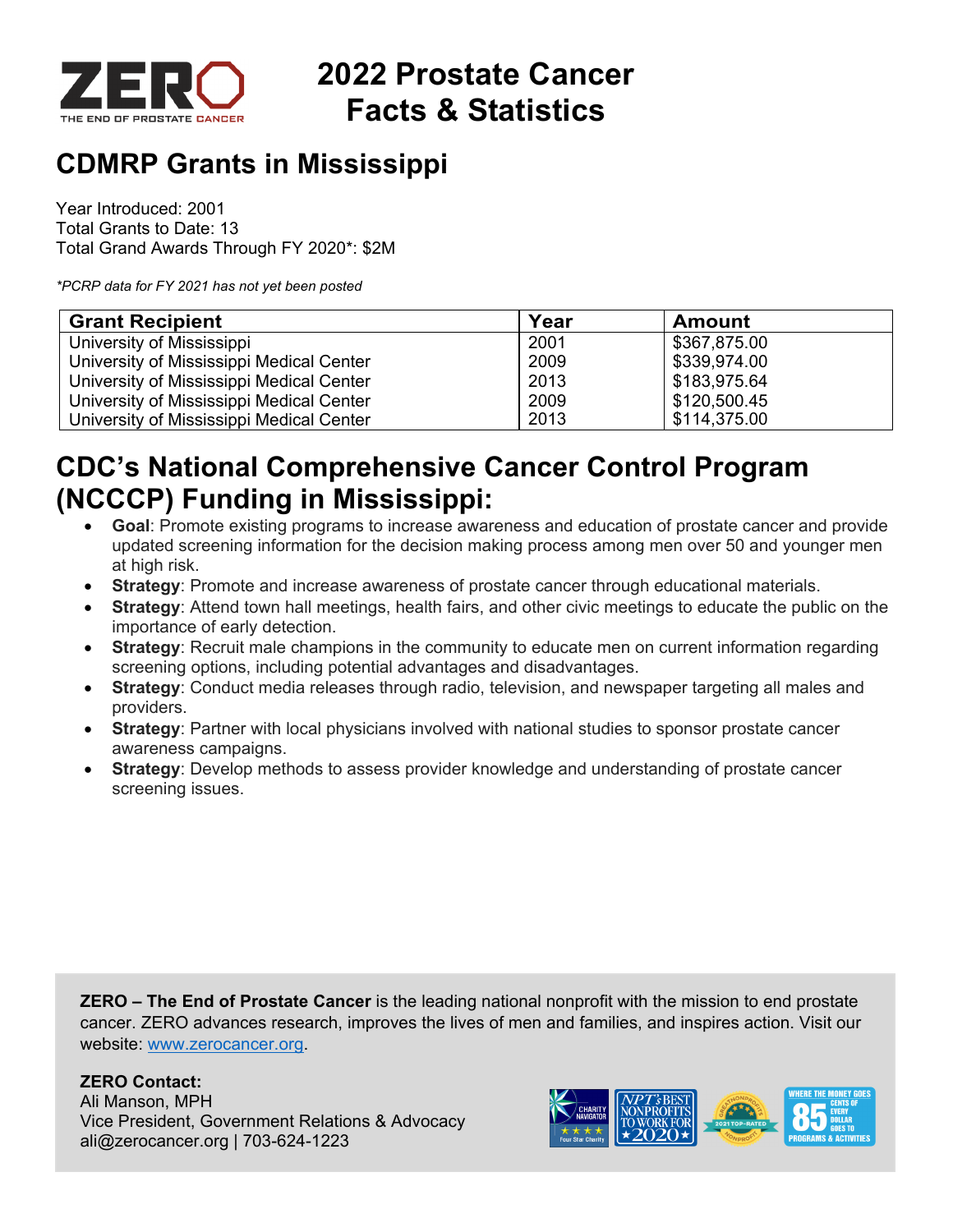# 2022 Prostate Cancer Facts & Statistics

## CDMRP Grants in Mississippi

Year Introduced: 2001
Total Grants to Date: 13
Total Grand Awards Through FY 2020*: $2M

*\*PCRP data for FY 2021 has not yet been posted*

| Grant Recipient | Year | Amount |
|---|---|---|
| University of Mississippi | 2001 | $367,875.00 |
| University of Mississippi Medical Center | 2009 | $339,974.00 |
| University of Mississippi Medical Center | 2013 | $183,975.64 |
| University of Mississippi Medical Center | 2009 | $120,500.45 |
| University of Mississippi Medical Center | 2013 | $114,375.00 |

## CDC's National Comprehensive Cancer Control Program (NCCCP) Funding in Mississippi:

- **Goal**: Promote existing programs to increase awareness and education of prostate cancer and provide updated screening information for the decision making process among men over 50 and younger men at high risk.
- **Strategy**: Promote and increase awareness of prostate cancer through educational materials.
- **Strategy**: Attend town hall meetings, health fairs, and other civic meetings to educate the public on the importance of early detection.
- **Strategy**: Recruit male champions in the community to educate men on current information regarding screening options, including potential advantages and disadvantages.
- **Strategy**: Conduct media releases through radio, television, and newspaper targeting all males and providers.
- **Strategy**: Partner with local physicians involved with national studies to sponsor prostate cancer awareness campaigns.
- **Strategy**: Develop methods to assess provider knowledge and understanding of prostate cancer screening issues.

**ZERO – The End of Prostate Cancer** is the leading national nonprofit with the mission to end prostate cancer. ZERO advances research, improves the lives of men and families, and inspires action. Visit our website: www.zerocancer.org.

**ZERO Contact:**
Ali Manson, MPH
Vice President, Government Relations & Advocacy
ali@zerocancer.org | 703-624-1223